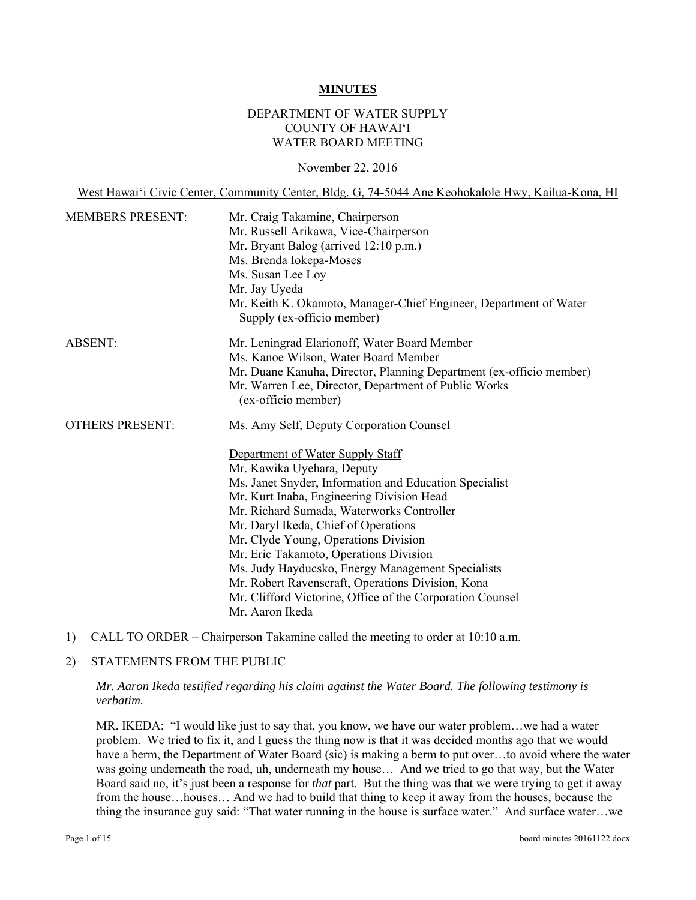**MINUTES**

DEPARTMENT OF WATER SUPPLY
COUNTY OF HAWAI'I
WATER BOARD MEETING

November 22, 2016

West Hawai'i Civic Center, Community Center, Bldg. G, 74-5044 Ane Keohokalole Hwy, Kailua-Kona, HI

MEMBERS PRESENT: Mr. Craig Takamine, Chairperson
Mr. Russell Arikawa, Vice-Chairperson
Mr. Bryant Balog (arrived 12:10 p.m.)
Ms. Brenda Iokepa-Moses
Ms. Susan Lee Loy
Mr. Jay Uyeda
Mr. Keith K. Okamoto, Manager-Chief Engineer, Department of Water Supply (ex-officio member)

ABSENT: Mr. Leningrad Elarionoff, Water Board Member
Ms. Kanoe Wilson, Water Board Member
Mr. Duane Kanuha, Director, Planning Department (ex-officio member)
Mr. Warren Lee, Director, Department of Public Works (ex-officio member)

OTHERS PRESENT: Ms. Amy Self, Deputy Corporation Counsel

Department of Water Supply Staff
Mr. Kawika Uyehara, Deputy
Ms. Janet Snyder, Information and Education Specialist
Mr. Kurt Inaba, Engineering Division Head
Mr. Richard Sumada, Waterworks Controller
Mr. Daryl Ikeda, Chief of Operations
Mr. Clyde Young, Operations Division
Mr. Eric Takamoto, Operations Division
Ms. Judy Hayducsko, Energy Management Specialists
Mr. Robert Ravenscraft, Operations Division, Kona
Mr. Clifford Victorine, Office of the Corporation Counsel
Mr. Aaron Ikeda

1) CALL TO ORDER – Chairperson Takamine called the meeting to order at 10:10 a.m.

2) STATEMENTS FROM THE PUBLIC

*Mr. Aaron Ikeda testified regarding his claim against the Water Board. The following testimony is verbatim.*

MR. IKEDA: "I would like just to say that, you know, we have our water problem…we had a water problem. We tried to fix it, and I guess the thing now is that it was decided months ago that we would have a berm, the Department of Water Board (sic) is making a berm to put over…to avoid where the water was going underneath the road, uh, underneath my house… And we tried to go that way, but the Water Board said no, it's just been a response for *that* part. But the thing was that we were trying to get it away from the house…houses… And we had to build that thing to keep it away from the houses, because the thing the insurance guy said: "That water running in the house is surface water." And surface water…we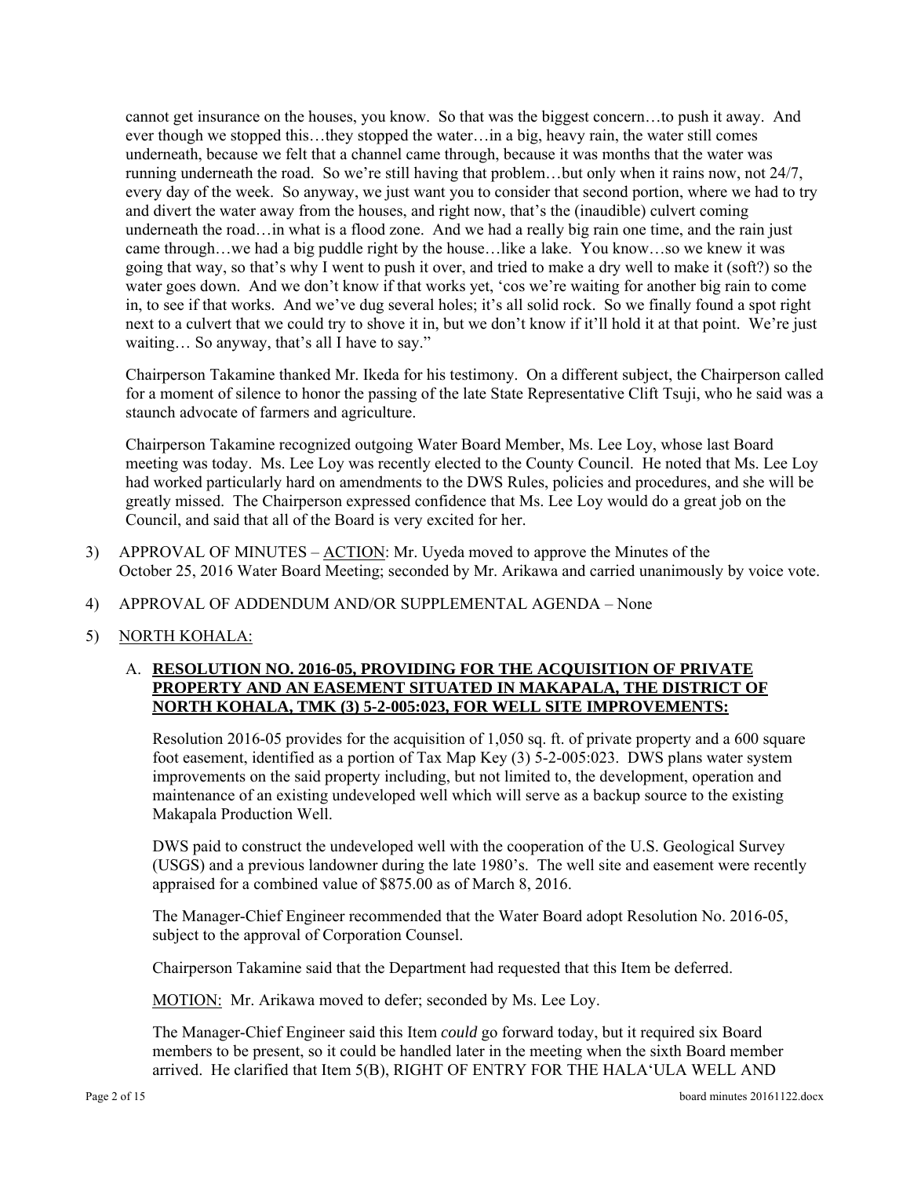cannot get insurance on the houses, you know. So that was the biggest concern…to push it away. And ever though we stopped this…they stopped the water…in a big, heavy rain, the water still comes underneath, because we felt that a channel came through, because it was months that the water was running underneath the road. So we're still having that problem…but only when it rains now, not 24/7, every day of the week. So anyway, we just want you to consider that second portion, where we had to try and divert the water away from the houses, and right now, that's the (inaudible) culvert coming underneath the road…in what is a flood zone. And we had a really big rain one time, and the rain just came through…we had a big puddle right by the house…like a lake. You know…so we knew it was going that way, so that's why I went to push it over, and tried to make a dry well to make it (soft?) so the water goes down. And we don't know if that works yet, 'cos we're waiting for another big rain to come in, to see if that works. And we've dug several holes; it's all solid rock. So we finally found a spot right next to a culvert that we could try to shove it in, but we don't know if it'll hold it at that point. We're just waiting… So anyway, that's all I have to say."

Chairperson Takamine thanked Mr. Ikeda for his testimony. On a different subject, the Chairperson called for a moment of silence to honor the passing of the late State Representative Clift Tsuji, who he said was a staunch advocate of farmers and agriculture.

Chairperson Takamine recognized outgoing Water Board Member, Ms. Lee Loy, whose last Board meeting was today. Ms. Lee Loy was recently elected to the County Council. He noted that Ms. Lee Loy had worked particularly hard on amendments to the DWS Rules, policies and procedures, and she will be greatly missed. The Chairperson expressed confidence that Ms. Lee Loy would do a great job on the Council, and said that all of the Board is very excited for her.

3) APPROVAL OF MINUTES – ACTION: Mr. Uyeda moved to approve the Minutes of the October 25, 2016 Water Board Meeting; seconded by Mr. Arikawa and carried unanimously by voice vote.

4) APPROVAL OF ADDENDUM AND/OR SUPPLEMENTAL AGENDA – None

5) NORTH KOHALA:

A. **RESOLUTION NO. 2016-05, PROVIDING FOR THE ACQUISITION OF PRIVATE PROPERTY AND AN EASEMENT SITUATED IN MAKAPALA, THE DISTRICT OF NORTH KOHALA, TMK (3) 5-2-005:023, FOR WELL SITE IMPROVEMENTS:**

Resolution 2016-05 provides for the acquisition of 1,050 sq. ft. of private property and a 600 square foot easement, identified as a portion of Tax Map Key (3) 5-2-005:023. DWS plans water system improvements on the said property including, but not limited to, the development, operation and maintenance of an existing undeveloped well which will serve as a backup source to the existing Makapala Production Well.

DWS paid to construct the undeveloped well with the cooperation of the U.S. Geological Survey (USGS) and a previous landowner during the late 1980's. The well site and easement were recently appraised for a combined value of $875.00 as of March 8, 2016.

The Manager-Chief Engineer recommended that the Water Board adopt Resolution No. 2016-05, subject to the approval of Corporation Counsel.

Chairperson Takamine said that the Department had requested that this Item be deferred.

MOTION: Mr. Arikawa moved to defer; seconded by Ms. Lee Loy.

The Manager-Chief Engineer said this Item *could* go forward today, but it required six Board members to be present, so it could be handled later in the meeting when the sixth Board member arrived. He clarified that Item 5(B), RIGHT OF ENTRY FOR THE HALA'ULA WELL AND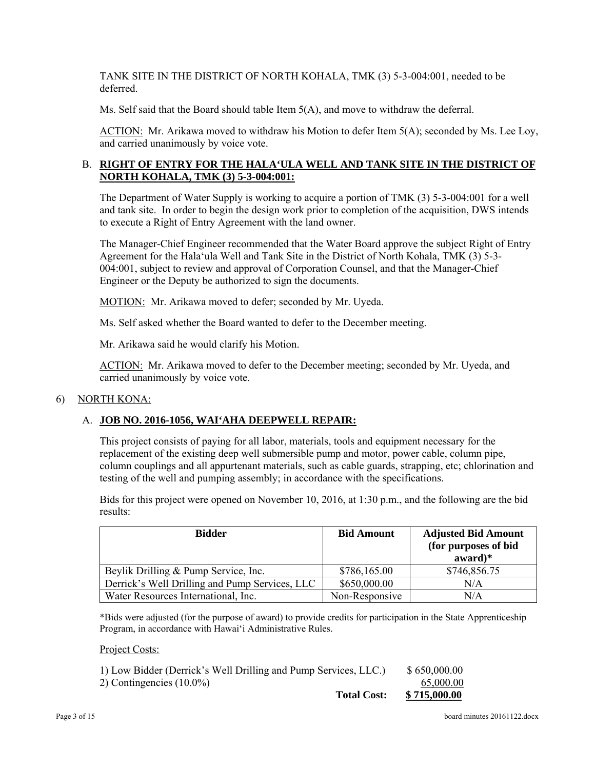TANK SITE IN THE DISTRICT OF NORTH KOHALA, TMK (3) 5-3-004:001, needed to be deferred.

Ms. Self said that the Board should table Item 5(A), and move to withdraw the deferral.

ACTION: Mr. Arikawa moved to withdraw his Motion to defer Item 5(A); seconded by Ms. Lee Loy, and carried unanimously by voice vote.

B. **RIGHT OF ENTRY FOR THE HALA‘ULA WELL AND TANK SITE IN THE DISTRICT OF NORTH KOHALA, TMK (3) 5-3-004:001:**

The Department of Water Supply is working to acquire a portion of TMK (3) 5-3-004:001 for a well and tank site. In order to begin the design work prior to completion of the acquisition, DWS intends to execute a Right of Entry Agreement with the land owner.

The Manager-Chief Engineer recommended that the Water Board approve the subject Right of Entry Agreement for the Hala‘ula Well and Tank Site in the District of North Kohala, TMK (3) 5-3-004:001, subject to review and approval of Corporation Counsel, and that the Manager-Chief Engineer or the Deputy be authorized to sign the documents.

MOTION: Mr. Arikawa moved to defer; seconded by Mr. Uyeda.

Ms. Self asked whether the Board wanted to defer to the December meeting.

Mr. Arikawa said he would clarify his Motion.

ACTION: Mr. Arikawa moved to defer to the December meeting; seconded by Mr. Uyeda, and carried unanimously by voice vote.

6) NORTH KONA:

A. **JOB NO. 2016-1056, WAI‘AHA DEEPWELL REPAIR:**

This project consists of paying for all labor, materials, tools and equipment necessary for the replacement of the existing deep well submersible pump and motor, power cable, column pipe, column couplings and all appurtenant materials, such as cable guards, strapping, etc; chlorination and testing of the well and pumping assembly; in accordance with the specifications.

Bids for this project were opened on November 10, 2016, at 1:30 p.m., and the following are the bid results:

| Bidder | Bid Amount | Adjusted Bid Amount (for purposes of bid award)* |
|---|---|---|
| Beylik Drilling & Pump Service, Inc. | $786,165.00 | $746,856.75 |
| Derrick's Well Drilling and Pump Services, LLC | $650,000.00 | N/A |
| Water Resources International, Inc. | Non-Responsive | N/A |

*Bids were adjusted (for the purpose of award) to provide credits for participation in the State Apprenticeship Program, in accordance with Hawai‘i Administrative Rules.

Project Costs:

| | |
|---|---|
| 1) Low Bidder (Derrick's Well Drilling and Pump Services, LLC.) | $ 650,000.00 |
| 2) Contingencies (10.0%) | 65,000.00 |
| **Total Cost:** | **$ 715,000.00** |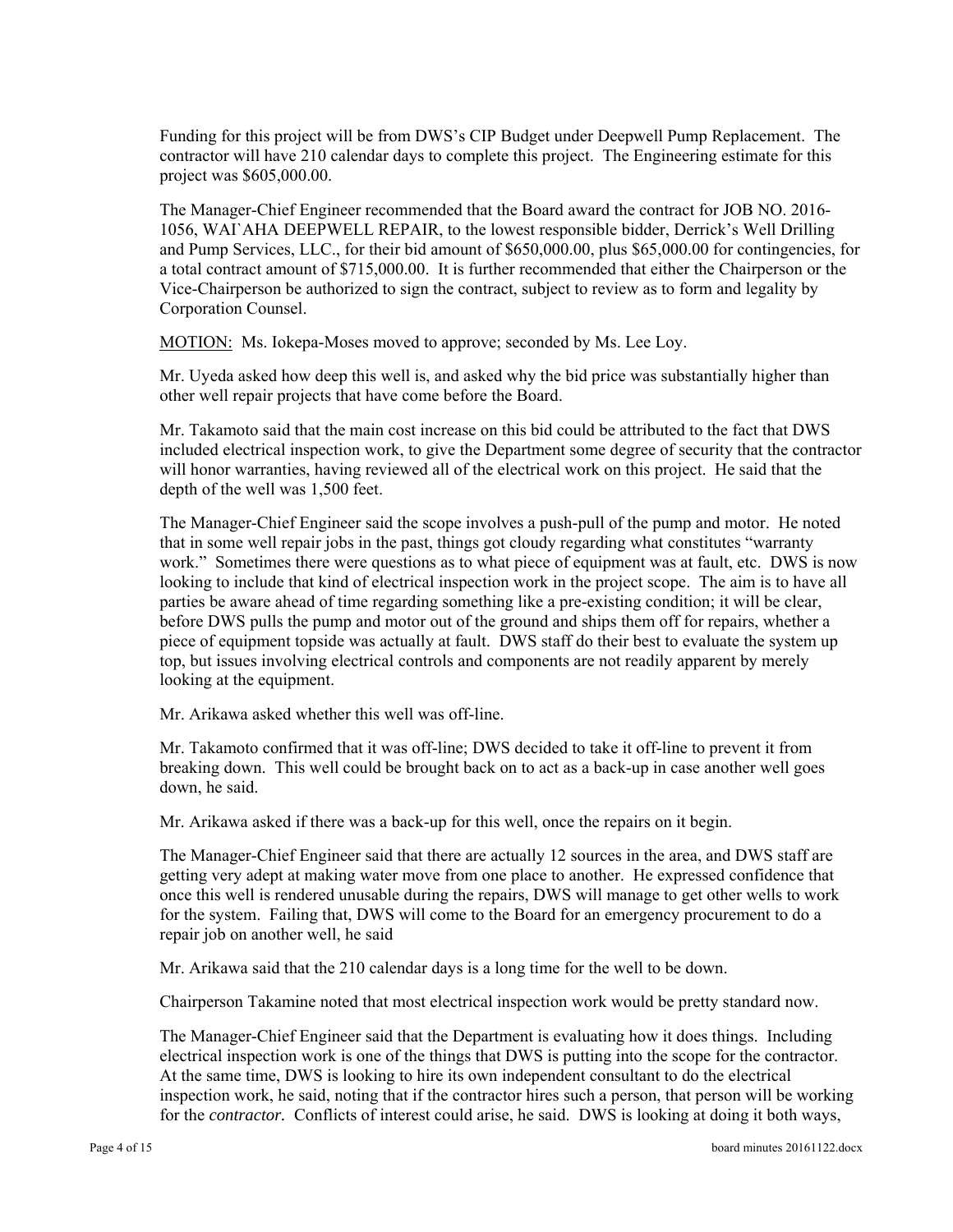Funding for this project will be from DWS's CIP Budget under Deepwell Pump Replacement. The contractor will have 210 calendar days to complete this project. The Engineering estimate for this project was $605,000.00.

The Manager-Chief Engineer recommended that the Board award the contract for JOB NO. 2016-1056, WAI`AHA DEEPWELL REPAIR, to the lowest responsible bidder, Derrick's Well Drilling and Pump Services, LLC., for their bid amount of $650,000.00, plus $65,000.00 for contingencies, for a total contract amount of $715,000.00. It is further recommended that either the Chairperson or the Vice-Chairperson be authorized to sign the contract, subject to review as to form and legality by Corporation Counsel.

MOTION: Ms. Iokepa-Moses moved to approve; seconded by Ms. Lee Loy.

Mr. Uyeda asked how deep this well is, and asked why the bid price was substantially higher than other well repair projects that have come before the Board.

Mr. Takamoto said that the main cost increase on this bid could be attributed to the fact that DWS included electrical inspection work, to give the Department some degree of security that the contractor will honor warranties, having reviewed all of the electrical work on this project. He said that the depth of the well was 1,500 feet.

The Manager-Chief Engineer said the scope involves a push-pull of the pump and motor. He noted that in some well repair jobs in the past, things got cloudy regarding what constitutes "warranty work." Sometimes there were questions as to what piece of equipment was at fault, etc. DWS is now looking to include that kind of electrical inspection work in the project scope. The aim is to have all parties be aware ahead of time regarding something like a pre-existing condition; it will be clear, before DWS pulls the pump and motor out of the ground and ships them off for repairs, whether a piece of equipment topside was actually at fault. DWS staff do their best to evaluate the system up top, but issues involving electrical controls and components are not readily apparent by merely looking at the equipment.

Mr. Arikawa asked whether this well was off-line.

Mr. Takamoto confirmed that it was off-line; DWS decided to take it off-line to prevent it from breaking down. This well could be brought back on to act as a back-up in case another well goes down, he said.

Mr. Arikawa asked if there was a back-up for this well, once the repairs on it begin.

The Manager-Chief Engineer said that there are actually 12 sources in the area, and DWS staff are getting very adept at making water move from one place to another. He expressed confidence that once this well is rendered unusable during the repairs, DWS will manage to get other wells to work for the system. Failing that, DWS will come to the Board for an emergency procurement to do a repair job on another well, he said

Mr. Arikawa said that the 210 calendar days is a long time for the well to be down.

Chairperson Takamine noted that most electrical inspection work would be pretty standard now.

The Manager-Chief Engineer said that the Department is evaluating how it does things. Including electrical inspection work is one of the things that DWS is putting into the scope for the contractor. At the same time, DWS is looking to hire its own independent consultant to do the electrical inspection work, he said, noting that if the contractor hires such a person, that person will be working for the *contractor.* Conflicts of interest could arise, he said. DWS is looking at doing it both ways,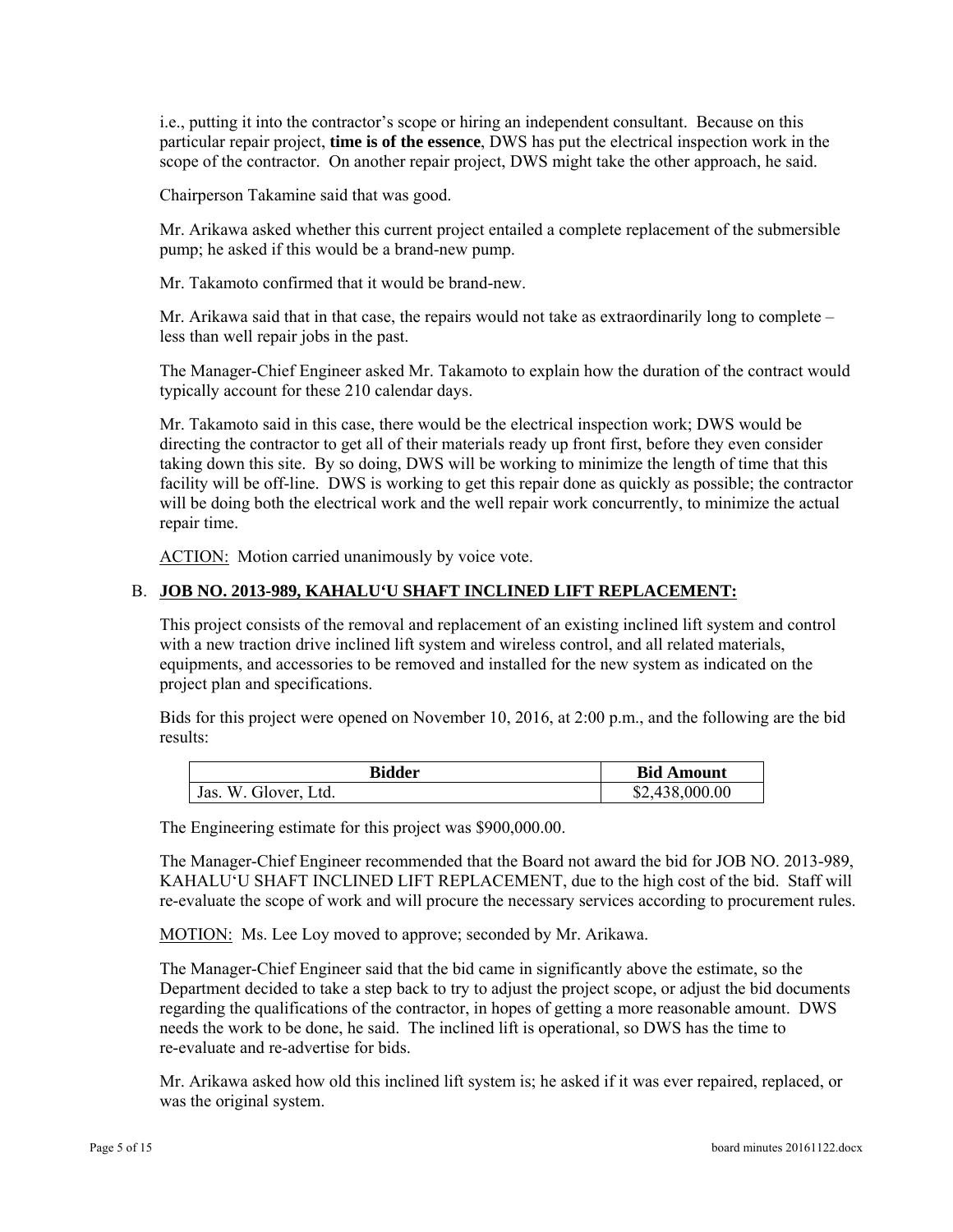i.e., putting it into the contractor's scope or hiring an independent consultant. Because on this particular repair project, **time is of the essence**, DWS has put the electrical inspection work in the scope of the contractor. On another repair project, DWS might take the other approach, he said.

Chairperson Takamine said that was good.

Mr. Arikawa asked whether this current project entailed a complete replacement of the submersible pump; he asked if this would be a brand-new pump.

Mr. Takamoto confirmed that it would be brand-new.

Mr. Arikawa said that in that case, the repairs would not take as extraordinarily long to complete – less than well repair jobs in the past.

The Manager-Chief Engineer asked Mr. Takamoto to explain how the duration of the contract would typically account for these 210 calendar days.

Mr. Takamoto said in this case, there would be the electrical inspection work; DWS would be directing the contractor to get all of their materials ready up front first, before they even consider taking down this site. By so doing, DWS will be working to minimize the length of time that this facility will be off-line. DWS is working to get this repair done as quickly as possible; the contractor will be doing both the electrical work and the well repair work concurrently, to minimize the actual repair time.

ACTION: Motion carried unanimously by voice vote.

B. **JOB NO. 2013-989, KAHALU'U SHAFT INCLINED LIFT REPLACEMENT:**

This project consists of the removal and replacement of an existing inclined lift system and control with a new traction drive inclined lift system and wireless control, and all related materials, equipments, and accessories to be removed and installed for the new system as indicated on the project plan and specifications.

Bids for this project were opened on November 10, 2016, at 2:00 p.m., and the following are the bid results:

| Bidder | Bid Amount |
|---|---|
| Jas. W. Glover, Ltd. | $2,438,000.00 |

The Engineering estimate for this project was $900,000.00.

The Manager-Chief Engineer recommended that the Board not award the bid for JOB NO. 2013-989, KAHALU'U SHAFT INCLINED LIFT REPLACEMENT, due to the high cost of the bid. Staff will re-evaluate the scope of work and will procure the necessary services according to procurement rules.

MOTION: Ms. Lee Loy moved to approve; seconded by Mr. Arikawa.

The Manager-Chief Engineer said that the bid came in significantly above the estimate, so the Department decided to take a step back to try to adjust the project scope, or adjust the bid documents regarding the qualifications of the contractor, in hopes of getting a more reasonable amount. DWS needs the work to be done, he said. The inclined lift is operational, so DWS has the time to re-evaluate and re-advertise for bids.

Mr. Arikawa asked how old this inclined lift system is; he asked if it was ever repaired, replaced, or was the original system.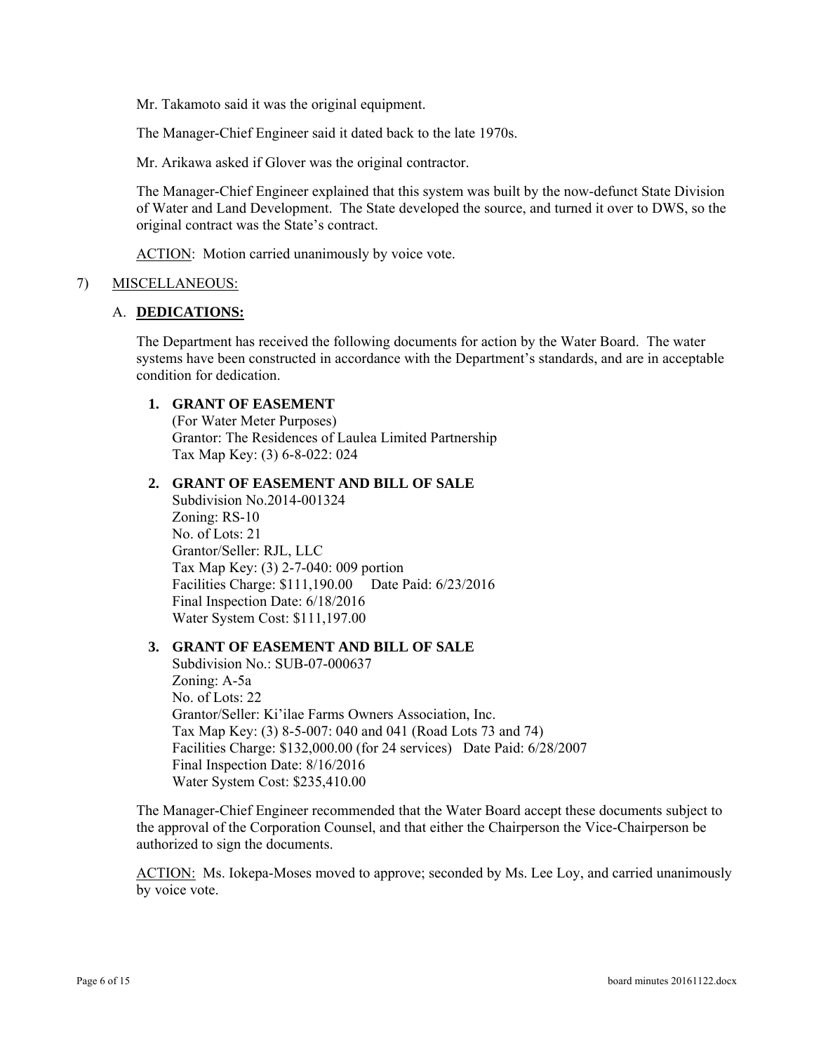Mr. Takamoto said it was the original equipment.

The Manager-Chief Engineer said it dated back to the late 1970s.

Mr. Arikawa asked if Glover was the original contractor.

The Manager-Chief Engineer explained that this system was built by the now-defunct State Division of Water and Land Development. The State developed the source, and turned it over to DWS, so the original contract was the State's contract.

ACTION: Motion carried unanimously by voice vote.

7) MISCELLANEOUS:

A. **DEDICATIONS:**

The Department has received the following documents for action by the Water Board. The water systems have been constructed in accordance with the Department's standards, and are in acceptable condition for dedication.

1. **GRANT OF EASEMENT**
   (For Water Meter Purposes)
   Grantor: The Residences of Laulea Limited Partnership
   Tax Map Key: (3) 6-8-022: 024

2. **GRANT OF EASEMENT AND BILL OF SALE**
   Subdivision No.2014-001324
   Zoning: RS-10
   No. of Lots: 21
   Grantor/Seller: RJL, LLC
   Tax Map Key: (3) 2-7-040: 009 portion
   Facilities Charge: $111,190.00 Date Paid: 6/23/2016
   Final Inspection Date: 6/18/2016
   Water System Cost: $111,197.00

3. **GRANT OF EASEMENT AND BILL OF SALE**
   Subdivision No.: SUB-07-000637
   Zoning: A-5a
   No. of Lots: 22
   Grantor/Seller: Ki'ilae Farms Owners Association, Inc.
   Tax Map Key: (3) 8-5-007: 040 and 041 (Road Lots 73 and 74)
   Facilities Charge: $132,000.00 (for 24 services) Date Paid: 6/28/2007
   Final Inspection Date: 8/16/2016
   Water System Cost: $235,410.00

The Manager-Chief Engineer recommended that the Water Board accept these documents subject to the approval of the Corporation Counsel, and that either the Chairperson the Vice-Chairperson be authorized to sign the documents.

ACTION: Ms. Iokepa-Moses moved to approve; seconded by Ms. Lee Loy, and carried unanimously by voice vote.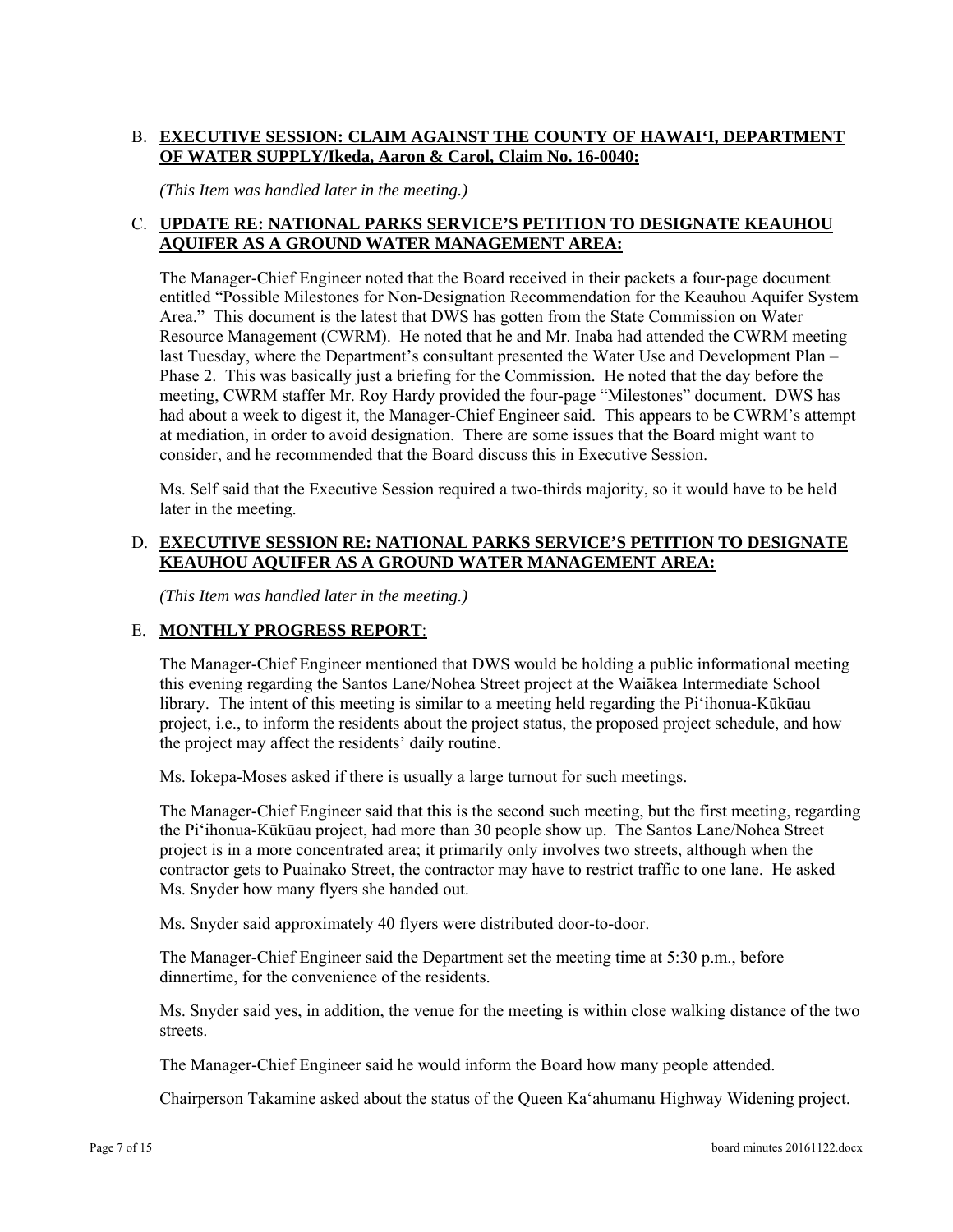B. **EXECUTIVE SESSION: CLAIM AGAINST THE COUNTY OF HAWAIʻI, DEPARTMENT OF WATER SUPPLY/Ikeda, Aaron & Carol, Claim No. 16-0040:**

*(This Item was handled later in the meeting.)*

C. **UPDATE RE: NATIONAL PARKS SERVICE'S PETITION TO DESIGNATE KEAUHOU AQUIFER AS A GROUND WATER MANAGEMENT AREA:**

The Manager-Chief Engineer noted that the Board received in their packets a four-page document entitled "Possible Milestones for Non-Designation Recommendation for the Keauhou Aquifer System Area." This document is the latest that DWS has gotten from the State Commission on Water Resource Management (CWRM). He noted that he and Mr. Inaba had attended the CWRM meeting last Tuesday, where the Department's consultant presented the Water Use and Development Plan – Phase 2. This was basically just a briefing for the Commission. He noted that the day before the meeting, CWRM staffer Mr. Roy Hardy provided the four-page "Milestones" document. DWS has had about a week to digest it, the Manager-Chief Engineer said. This appears to be CWRM's attempt at mediation, in order to avoid designation. There are some issues that the Board might want to consider, and he recommended that the Board discuss this in Executive Session.

Ms. Self said that the Executive Session required a two-thirds majority, so it would have to be held later in the meeting.

D. **EXECUTIVE SESSION RE: NATIONAL PARKS SERVICE'S PETITION TO DESIGNATE KEAUHOU AQUIFER AS A GROUND WATER MANAGEMENT AREA:**

*(This Item was handled later in the meeting.)*

E. **MONTHLY PROGRESS REPORT**:

The Manager-Chief Engineer mentioned that DWS would be holding a public informational meeting this evening regarding the Santos Lane/Nohea Street project at the Waiākea Intermediate School library. The intent of this meeting is similar to a meeting held regarding the Piʻihonua-Kūkūau project, i.e., to inform the residents about the project status, the proposed project schedule, and how the project may affect the residents' daily routine.

Ms. Iokepa-Moses asked if there is usually a large turnout for such meetings.

The Manager-Chief Engineer said that this is the second such meeting, but the first meeting, regarding the Piʻihonua-Kūkūau project, had more than 30 people show up. The Santos Lane/Nohea Street project is in a more concentrated area; it primarily only involves two streets, although when the contractor gets to Puainako Street, the contractor may have to restrict traffic to one lane. He asked Ms. Snyder how many flyers she handed out.

Ms. Snyder said approximately 40 flyers were distributed door-to-door.

The Manager-Chief Engineer said the Department set the meeting time at 5:30 p.m., before dinnertime, for the convenience of the residents.

Ms. Snyder said yes, in addition, the venue for the meeting is within close walking distance of the two streets.

The Manager-Chief Engineer said he would inform the Board how many people attended.

Chairperson Takamine asked about the status of the Queen Kaʻahumanu Highway Widening project.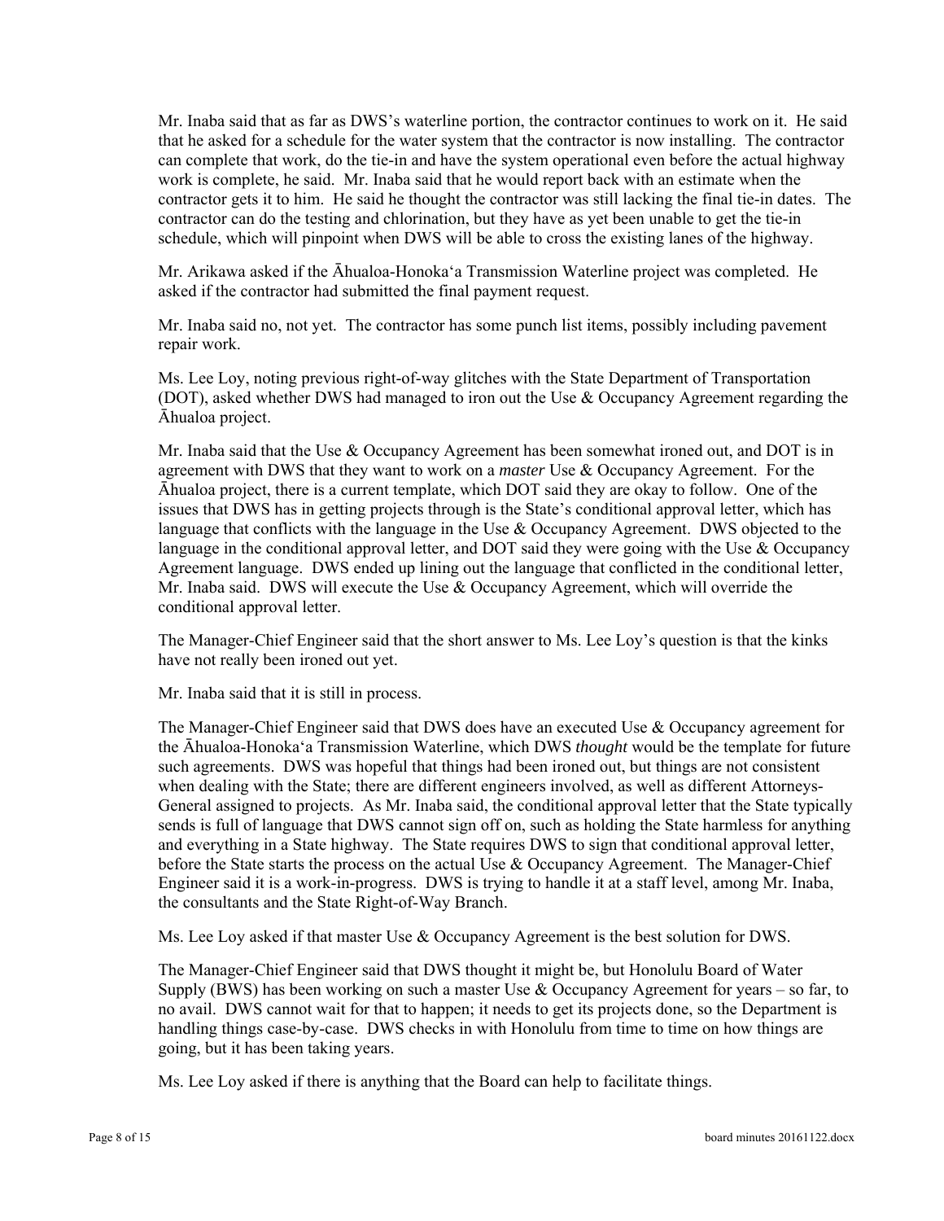Mr. Inaba said that as far as DWS's waterline portion, the contractor continues to work on it. He said that he asked for a schedule for the water system that the contractor is now installing. The contractor can complete that work, do the tie-in and have the system operational even before the actual highway work is complete, he said. Mr. Inaba said that he would report back with an estimate when the contractor gets it to him. He said he thought the contractor was still lacking the final tie-in dates. The contractor can do the testing and chlorination, but they have as yet been unable to get the tie-in schedule, which will pinpoint when DWS will be able to cross the existing lanes of the highway.

Mr. Arikawa asked if the Āhualoa-Honoka'a Transmission Waterline project was completed. He asked if the contractor had submitted the final payment request.

Mr. Inaba said no, not yet. The contractor has some punch list items, possibly including pavement repair work.

Ms. Lee Loy, noting previous right-of-way glitches with the State Department of Transportation (DOT), asked whether DWS had managed to iron out the Use & Occupancy Agreement regarding the Āhualoa project.

Mr. Inaba said that the Use & Occupancy Agreement has been somewhat ironed out, and DOT is in agreement with DWS that they want to work on a *master* Use & Occupancy Agreement. For the Āhualoa project, there is a current template, which DOT said they are okay to follow. One of the issues that DWS has in getting projects through is the State's conditional approval letter, which has language that conflicts with the language in the Use & Occupancy Agreement. DWS objected to the language in the conditional approval letter, and DOT said they were going with the Use & Occupancy Agreement language. DWS ended up lining out the language that conflicted in the conditional letter, Mr. Inaba said. DWS will execute the Use & Occupancy Agreement, which will override the conditional approval letter.

The Manager-Chief Engineer said that the short answer to Ms. Lee Loy's question is that the kinks have not really been ironed out yet.

Mr. Inaba said that it is still in process.

The Manager-Chief Engineer said that DWS does have an executed Use & Occupancy agreement for the Āhualoa-Honoka'a Transmission Waterline, which DWS *thought* would be the template for future such agreements. DWS was hopeful that things had been ironed out, but things are not consistent when dealing with the State; there are different engineers involved, as well as different Attorneys-General assigned to projects. As Mr. Inaba said, the conditional approval letter that the State typically sends is full of language that DWS cannot sign off on, such as holding the State harmless for anything and everything in a State highway. The State requires DWS to sign that conditional approval letter, before the State starts the process on the actual Use & Occupancy Agreement. The Manager-Chief Engineer said it is a work-in-progress. DWS is trying to handle it at a staff level, among Mr. Inaba, the consultants and the State Right-of-Way Branch.

Ms. Lee Loy asked if that master Use & Occupancy Agreement is the best solution for DWS.

The Manager-Chief Engineer said that DWS thought it might be, but Honolulu Board of Water Supply (BWS) has been working on such a master Use & Occupancy Agreement for years – so far, to no avail. DWS cannot wait for that to happen; it needs to get its projects done, so the Department is handling things case-by-case. DWS checks in with Honolulu from time to time on how things are going, but it has been taking years.

Ms. Lee Loy asked if there is anything that the Board can help to facilitate things.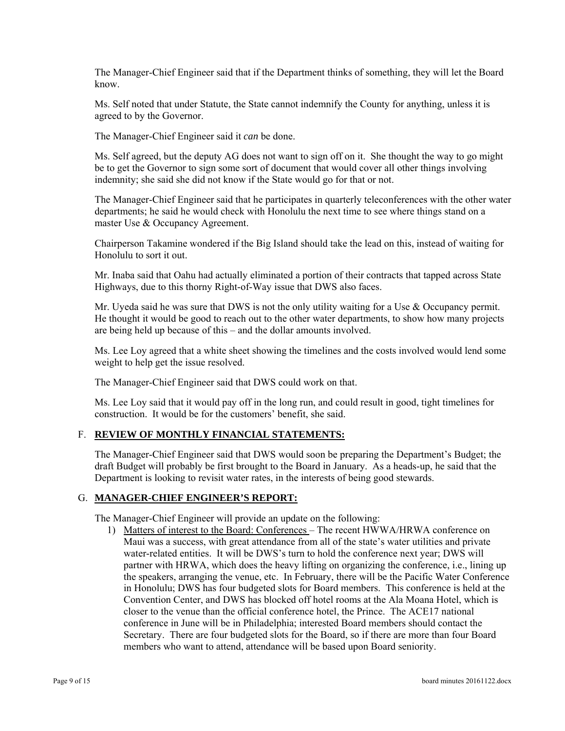The Manager-Chief Engineer said that if the Department thinks of something, they will let the Board know.

Ms. Self noted that under Statute, the State cannot indemnify the County for anything, unless it is agreed to by the Governor.

The Manager-Chief Engineer said it *can* be done.

Ms. Self agreed, but the deputy AG does not want to sign off on it. She thought the way to go might be to get the Governor to sign some sort of document that would cover all other things involving indemnity; she said she did not know if the State would go for that or not.

The Manager-Chief Engineer said that he participates in quarterly teleconferences with the other water departments; he said he would check with Honolulu the next time to see where things stand on a master Use & Occupancy Agreement.

Chairperson Takamine wondered if the Big Island should take the lead on this, instead of waiting for Honolulu to sort it out.

Mr. Inaba said that Oahu had actually eliminated a portion of their contracts that tapped across State Highways, due to this thorny Right-of-Way issue that DWS also faces.

Mr. Uyeda said he was sure that DWS is not the only utility waiting for a Use & Occupancy permit. He thought it would be good to reach out to the other water departments, to show how many projects are being held up because of this – and the dollar amounts involved.

Ms. Lee Loy agreed that a white sheet showing the timelines and the costs involved would lend some weight to help get the issue resolved.

The Manager-Chief Engineer said that DWS could work on that.

Ms. Lee Loy said that it would pay off in the long run, and could result in good, tight timelines for construction. It would be for the customers' benefit, she said.

F. **REVIEW OF MONTHLY FINANCIAL STATEMENTS:**

The Manager-Chief Engineer said that DWS would soon be preparing the Department's Budget; the draft Budget will probably be first brought to the Board in January. As a heads-up, he said that the Department is looking to revisit water rates, in the interests of being good stewards.

G. **MANAGER-CHIEF ENGINEER'S REPORT:**

The Manager-Chief Engineer will provide an update on the following:

1) Matters of interest to the Board: Conferences – The recent HWWA/HRWA conference on Maui was a success, with great attendance from all of the state's water utilities and private water-related entities. It will be DWS's turn to hold the conference next year; DWS will partner with HRWA, which does the heavy lifting on organizing the conference, i.e., lining up the speakers, arranging the venue, etc. In February, there will be the Pacific Water Conference in Honolulu; DWS has four budgeted slots for Board members. This conference is held at the Convention Center, and DWS has blocked off hotel rooms at the Ala Moana Hotel, which is closer to the venue than the official conference hotel, the Prince. The ACE17 national conference in June will be in Philadelphia; interested Board members should contact the Secretary. There are four budgeted slots for the Board, so if there are more than four Board members who want to attend, attendance will be based upon Board seniority.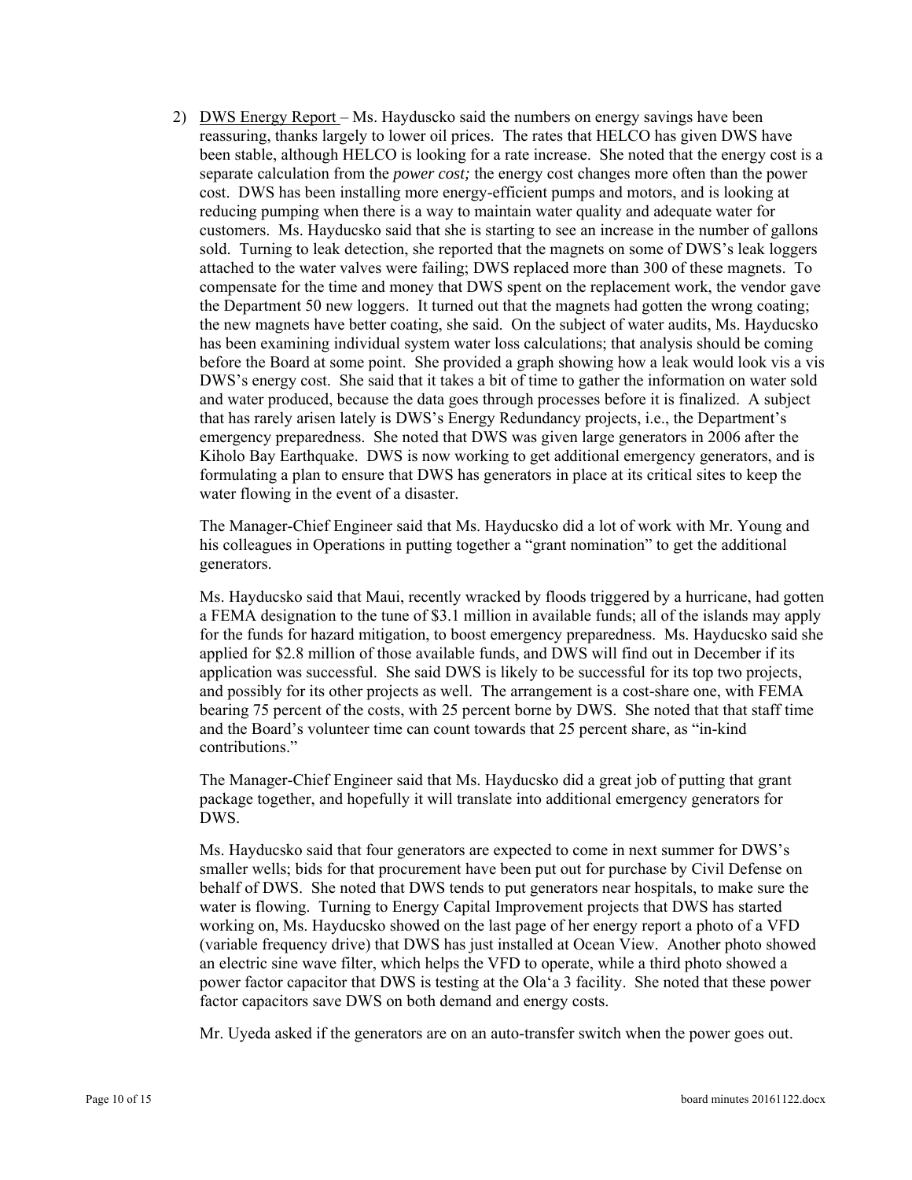2) DWS Energy Report – Ms. Hayduscko said the numbers on energy savings have been reassuring, thanks largely to lower oil prices. The rates that HELCO has given DWS have been stable, although HELCO is looking for a rate increase. She noted that the energy cost is a separate calculation from the *power cost;* the energy cost changes more often than the power cost. DWS has been installing more energy-efficient pumps and motors, and is looking at reducing pumping when there is a way to maintain water quality and adequate water for customers. Ms. Hayducsko said that she is starting to see an increase in the number of gallons sold. Turning to leak detection, she reported that the magnets on some of DWS's leak loggers attached to the water valves were failing; DWS replaced more than 300 of these magnets. To compensate for the time and money that DWS spent on the replacement work, the vendor gave the Department 50 new loggers. It turned out that the magnets had gotten the wrong coating; the new magnets have better coating, she said. On the subject of water audits, Ms. Hayducsko has been examining individual system water loss calculations; that analysis should be coming before the Board at some point. She provided a graph showing how a leak would look vis a vis DWS's energy cost. She said that it takes a bit of time to gather the information on water sold and water produced, because the data goes through processes before it is finalized. A subject that has rarely arisen lately is DWS's Energy Redundancy projects, i.e., the Department's emergency preparedness. She noted that DWS was given large generators in 2006 after the Kiholo Bay Earthquake. DWS is now working to get additional emergency generators, and is formulating a plan to ensure that DWS has generators in place at its critical sites to keep the water flowing in the event of a disaster.

The Manager-Chief Engineer said that Ms. Hayducsko did a lot of work with Mr. Young and his colleagues in Operations in putting together a "grant nomination" to get the additional generators.

Ms. Hayducsko said that Maui, recently wracked by floods triggered by a hurricane, had gotten a FEMA designation to the tune of $3.1 million in available funds; all of the islands may apply for the funds for hazard mitigation, to boost emergency preparedness. Ms. Hayducsko said she applied for $2.8 million of those available funds, and DWS will find out in December if its application was successful. She said DWS is likely to be successful for its top two projects, and possibly for its other projects as well. The arrangement is a cost-share one, with FEMA bearing 75 percent of the costs, with 25 percent borne by DWS. She noted that that staff time and the Board's volunteer time can count towards that 25 percent share, as "in-kind contributions."

The Manager-Chief Engineer said that Ms. Hayducsko did a great job of putting that grant package together, and hopefully it will translate into additional emergency generators for DWS.

Ms. Hayducsko said that four generators are expected to come in next summer for DWS's smaller wells; bids for that procurement have been put out for purchase by Civil Defense on behalf of DWS. She noted that DWS tends to put generators near hospitals, to make sure the water is flowing. Turning to Energy Capital Improvement projects that DWS has started working on, Ms. Hayducsko showed on the last page of her energy report a photo of a VFD (variable frequency drive) that DWS has just installed at Ocean View. Another photo showed an electric sine wave filter, which helps the VFD to operate, while a third photo showed a power factor capacitor that DWS is testing at the Ola'a 3 facility. She noted that these power factor capacitors save DWS on both demand and energy costs.

Mr. Uyeda asked if the generators are on an auto-transfer switch when the power goes out.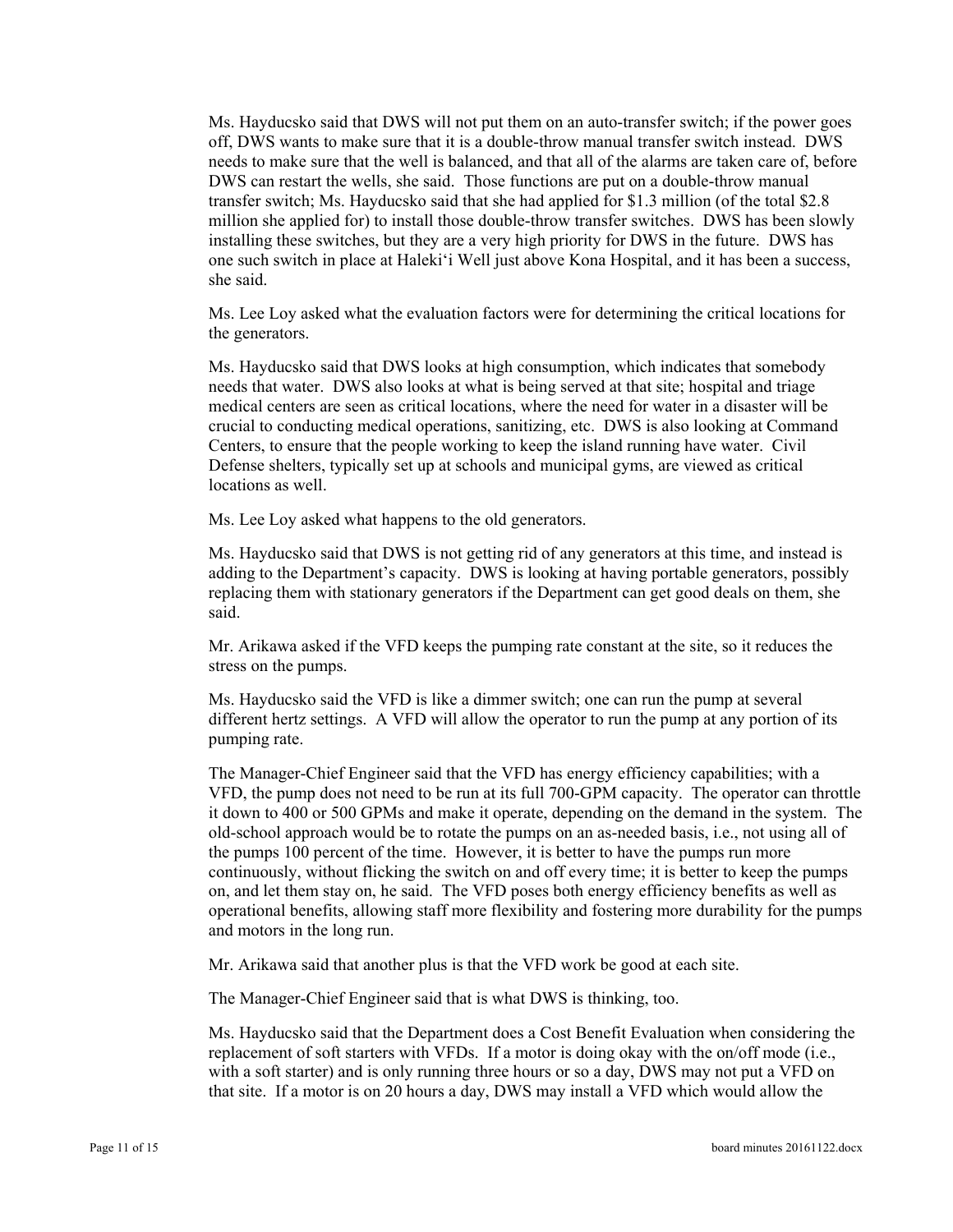Ms. Hayducsko said that DWS will not put them on an auto-transfer switch; if the power goes off, DWS wants to make sure that it is a double-throw manual transfer switch instead. DWS needs to make sure that the well is balanced, and that all of the alarms are taken care of, before DWS can restart the wells, she said. Those functions are put on a double-throw manual transfer switch; Ms. Hayducsko said that she had applied for $1.3 million (of the total $2.8 million she applied for) to install those double-throw transfer switches. DWS has been slowly installing these switches, but they are a very high priority for DWS in the future. DWS has one such switch in place at Haleki'i Well just above Kona Hospital, and it has been a success, she said.

Ms. Lee Loy asked what the evaluation factors were for determining the critical locations for the generators.

Ms. Hayducsko said that DWS looks at high consumption, which indicates that somebody needs that water. DWS also looks at what is being served at that site; hospital and triage medical centers are seen as critical locations, where the need for water in a disaster will be crucial to conducting medical operations, sanitizing, etc. DWS is also looking at Command Centers, to ensure that the people working to keep the island running have water. Civil Defense shelters, typically set up at schools and municipal gyms, are viewed as critical locations as well.

Ms. Lee Loy asked what happens to the old generators.

Ms. Hayducsko said that DWS is not getting rid of any generators at this time, and instead is adding to the Department's capacity. DWS is looking at having portable generators, possibly replacing them with stationary generators if the Department can get good deals on them, she said.

Mr. Arikawa asked if the VFD keeps the pumping rate constant at the site, so it reduces the stress on the pumps.

Ms. Hayducsko said the VFD is like a dimmer switch; one can run the pump at several different hertz settings. A VFD will allow the operator to run the pump at any portion of its pumping rate.

The Manager-Chief Engineer said that the VFD has energy efficiency capabilities; with a VFD, the pump does not need to be run at its full 700-GPM capacity. The operator can throttle it down to 400 or 500 GPMs and make it operate, depending on the demand in the system. The old-school approach would be to rotate the pumps on an as-needed basis, i.e., not using all of the pumps 100 percent of the time. However, it is better to have the pumps run more continuously, without flicking the switch on and off every time; it is better to keep the pumps on, and let them stay on, he said. The VFD poses both energy efficiency benefits as well as operational benefits, allowing staff more flexibility and fostering more durability for the pumps and motors in the long run.

Mr. Arikawa said that another plus is that the VFD work be good at each site.

The Manager-Chief Engineer said that is what DWS is thinking, too.

Ms. Hayducsko said that the Department does a Cost Benefit Evaluation when considering the replacement of soft starters with VFDs. If a motor is doing okay with the on/off mode (i.e., with a soft starter) and is only running three hours or so a day, DWS may not put a VFD on that site. If a motor is on 20 hours a day, DWS may install a VFD which would allow the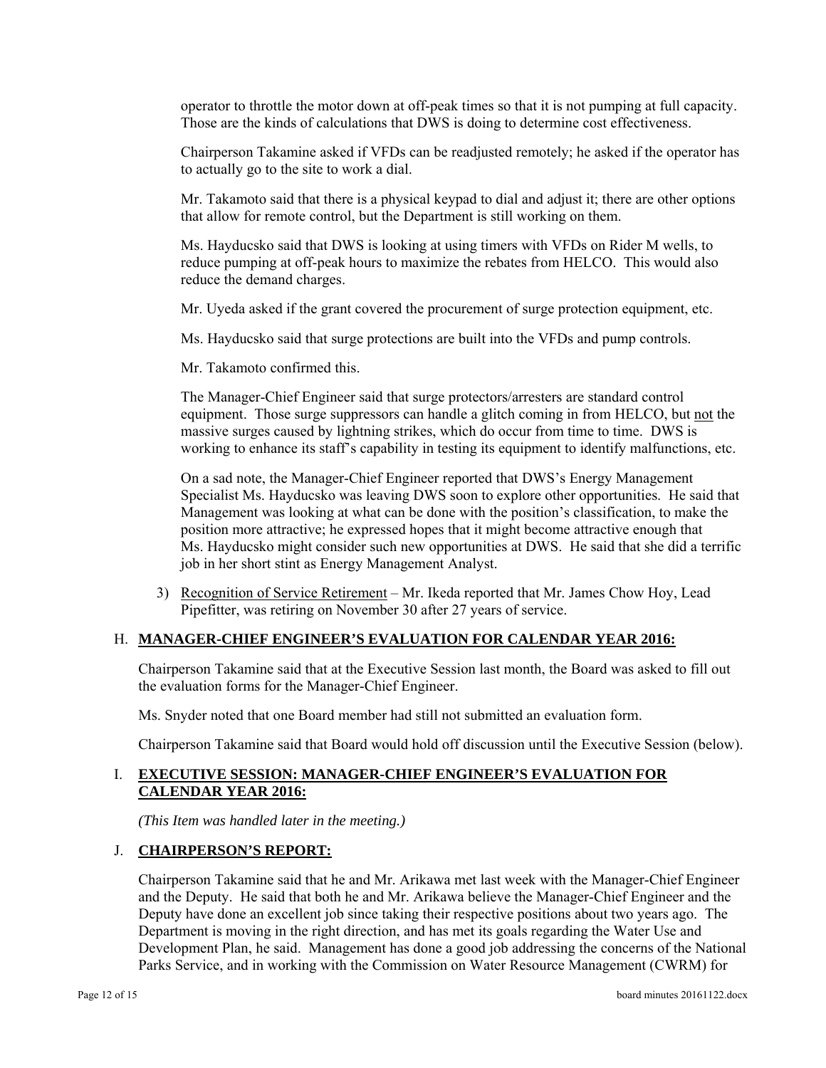operator to throttle the motor down at off-peak times so that it is not pumping at full capacity. Those are the kinds of calculations that DWS is doing to determine cost effectiveness.

Chairperson Takamine asked if VFDs can be readjusted remotely; he asked if the operator has to actually go to the site to work a dial.

Mr. Takamoto said that there is a physical keypad to dial and adjust it; there are other options that allow for remote control, but the Department is still working on them.

Ms. Hayducsko said that DWS is looking at using timers with VFDs on Rider M wells, to reduce pumping at off-peak hours to maximize the rebates from HELCO. This would also reduce the demand charges.

Mr. Uyeda asked if the grant covered the procurement of surge protection equipment, etc.

Ms. Hayducsko said that surge protections are built into the VFDs and pump controls.

Mr. Takamoto confirmed this.

The Manager-Chief Engineer said that surge protectors/arresters are standard control equipment. Those surge suppressors can handle a glitch coming in from HELCO, but <u>not</u> the massive surges caused by lightning strikes, which do occur from time to time. DWS is working to enhance its staff's capability in testing its equipment to identify malfunctions, etc.

On a sad note, the Manager-Chief Engineer reported that DWS's Energy Management Specialist Ms. Hayducsko was leaving DWS soon to explore other opportunities. He said that Management was looking at what can be done with the position's classification, to make the position more attractive; he expressed hopes that it might become attractive enough that Ms. Hayducsko might consider such new opportunities at DWS. He said that she did a terrific job in her short stint as Energy Management Analyst.

3) <u>Recognition of Service Retirement</u> – Mr. Ikeda reported that Mr. James Chow Hoy, Lead Pipefitter, was retiring on November 30 after 27 years of service.

## H. MANAGER-CHIEF ENGINEER'S EVALUATION FOR CALENDAR YEAR 2016:

Chairperson Takamine said that at the Executive Session last month, the Board was asked to fill out the evaluation forms for the Manager-Chief Engineer.

Ms. Snyder noted that one Board member had still not submitted an evaluation form.

Chairperson Takamine said that Board would hold off discussion until the Executive Session (below).

## I. EXECUTIVE SESSION: MANAGER-CHIEF ENGINEER'S EVALUATION FOR CALENDAR YEAR 2016:

*(This Item was handled later in the meeting.)*

## J. CHAIRPERSON'S REPORT:

Chairperson Takamine said that he and Mr. Arikawa met last week with the Manager-Chief Engineer and the Deputy. He said that both he and Mr. Arikawa believe the Manager-Chief Engineer and the Deputy have done an excellent job since taking their respective positions about two years ago. The Department is moving in the right direction, and has met its goals regarding the Water Use and Development Plan, he said. Management has done a good job addressing the concerns of the National Parks Service, and in working with the Commission on Water Resource Management (CWRM) for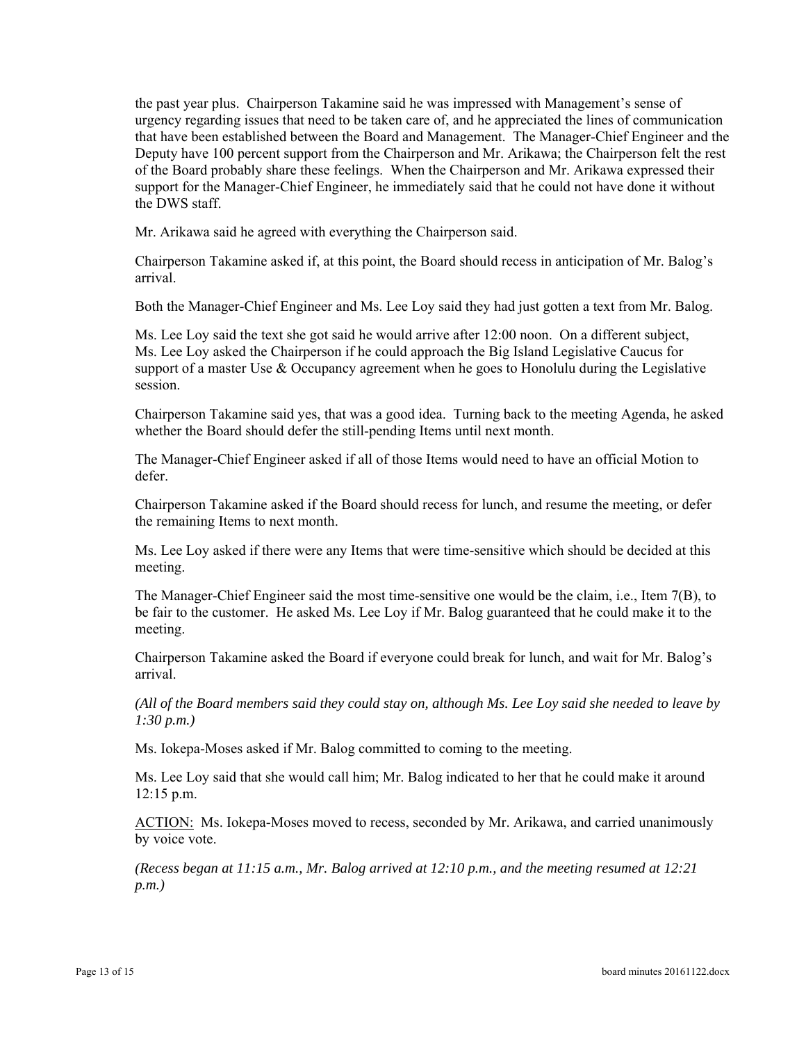the past year plus. Chairperson Takamine said he was impressed with Management's sense of urgency regarding issues that need to be taken care of, and he appreciated the lines of communication that have been established between the Board and Management. The Manager-Chief Engineer and the Deputy have 100 percent support from the Chairperson and Mr. Arikawa; the Chairperson felt the rest of the Board probably share these feelings. When the Chairperson and Mr. Arikawa expressed their support for the Manager-Chief Engineer, he immediately said that he could not have done it without the DWS staff.

Mr. Arikawa said he agreed with everything the Chairperson said.

Chairperson Takamine asked if, at this point, the Board should recess in anticipation of Mr. Balog's arrival.

Both the Manager-Chief Engineer and Ms. Lee Loy said they had just gotten a text from Mr. Balog.

Ms. Lee Loy said the text she got said he would arrive after 12:00 noon. On a different subject, Ms. Lee Loy asked the Chairperson if he could approach the Big Island Legislative Caucus for support of a master Use & Occupancy agreement when he goes to Honolulu during the Legislative session.

Chairperson Takamine said yes, that was a good idea. Turning back to the meeting Agenda, he asked whether the Board should defer the still-pending Items until next month.

The Manager-Chief Engineer asked if all of those Items would need to have an official Motion to defer.

Chairperson Takamine asked if the Board should recess for lunch, and resume the meeting, or defer the remaining Items to next month.

Ms. Lee Loy asked if there were any Items that were time-sensitive which should be decided at this meeting.

The Manager-Chief Engineer said the most time-sensitive one would be the claim, i.e., Item 7(B), to be fair to the customer. He asked Ms. Lee Loy if Mr. Balog guaranteed that he could make it to the meeting.

Chairperson Takamine asked the Board if everyone could break for lunch, and wait for Mr. Balog's arrival.

*(All of the Board members said they could stay on, although Ms. Lee Loy said she needed to leave by 1:30 p.m.)*

Ms. Iokepa-Moses asked if Mr. Balog committed to coming to the meeting.

Ms. Lee Loy said that she would call him; Mr. Balog indicated to her that he could make it around 12:15 p.m.

<u>ACTION:</u> Ms. Iokepa-Moses moved to recess, seconded by Mr. Arikawa, and carried unanimously by voice vote.

*(Recess began at 11:15 a.m., Mr. Balog arrived at 12:10 p.m., and the meeting resumed at 12:21 p.m.)*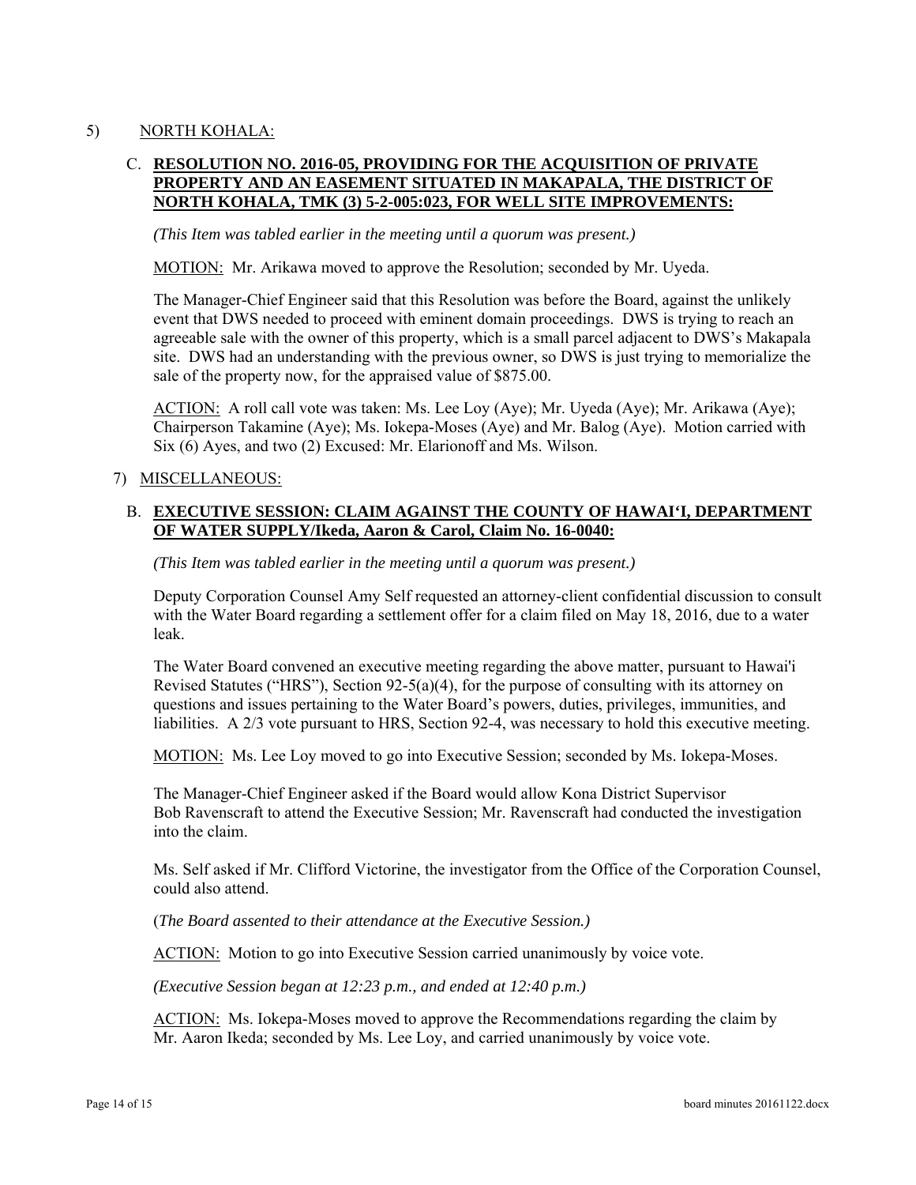5) NORTH KOHALA:

C. **RESOLUTION NO. 2016-05, PROVIDING FOR THE ACQUISITION OF PRIVATE PROPERTY AND AN EASEMENT SITUATED IN MAKAPALA, THE DISTRICT OF NORTH KOHALA, TMK (3) 5-2-005:023, FOR WELL SITE IMPROVEMENTS:**

*(This Item was tabled earlier in the meeting until a quorum was present.)*

MOTION: Mr. Arikawa moved to approve the Resolution; seconded by Mr. Uyeda.

The Manager-Chief Engineer said that this Resolution was before the Board, against the unlikely event that DWS needed to proceed with eminent domain proceedings. DWS is trying to reach an agreeable sale with the owner of this property, which is a small parcel adjacent to DWS's Makapala site. DWS had an understanding with the previous owner, so DWS is just trying to memorialize the sale of the property now, for the appraised value of $875.00.

ACTION: A roll call vote was taken: Ms. Lee Loy (Aye); Mr. Uyeda (Aye); Mr. Arikawa (Aye); Chairperson Takamine (Aye); Ms. Iokepa-Moses (Aye) and Mr. Balog (Aye). Motion carried with Six (6) Ayes, and two (2) Excused: Mr. Elarionoff and Ms. Wilson.

7) MISCELLANEOUS:

B. **EXECUTIVE SESSION: CLAIM AGAINST THE COUNTY OF HAWAI'I, DEPARTMENT OF WATER SUPPLY/Ikeda, Aaron & Carol, Claim No. 16-0040:**

*(This Item was tabled earlier in the meeting until a quorum was present.)*

Deputy Corporation Counsel Amy Self requested an attorney-client confidential discussion to consult with the Water Board regarding a settlement offer for a claim filed on May 18, 2016, due to a water leak.

The Water Board convened an executive meeting regarding the above matter, pursuant to Hawai'i Revised Statutes ("HRS"), Section 92-5(a)(4), for the purpose of consulting with its attorney on questions and issues pertaining to the Water Board's powers, duties, privileges, immunities, and liabilities. A 2/3 vote pursuant to HRS, Section 92-4, was necessary to hold this executive meeting.

MOTION: Ms. Lee Loy moved to go into Executive Session; seconded by Ms. Iokepa-Moses.

The Manager-Chief Engineer asked if the Board would allow Kona District Supervisor Bob Ravenscraft to attend the Executive Session; Mr. Ravenscraft had conducted the investigation into the claim.

Ms. Self asked if Mr. Clifford Victorine, the investigator from the Office of the Corporation Counsel, could also attend.

(*The Board assented to their attendance at the Executive Session.)*

ACTION: Motion to go into Executive Session carried unanimously by voice vote.

*(Executive Session began at 12:23 p.m., and ended at 12:40 p.m.)*

ACTION: Ms. Iokepa-Moses moved to approve the Recommendations regarding the claim by Mr. Aaron Ikeda; seconded by Ms. Lee Loy, and carried unanimously by voice vote.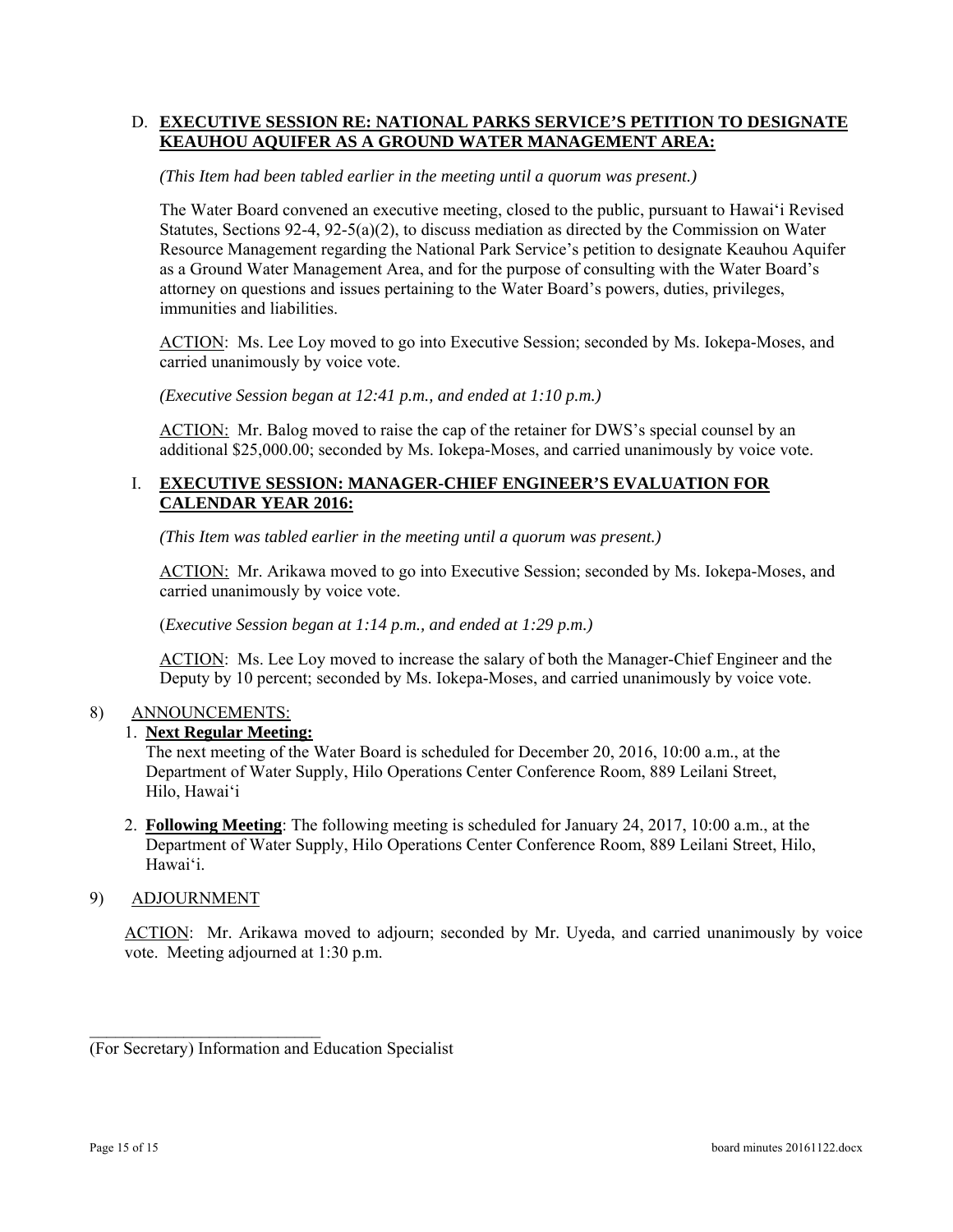D. **EXECUTIVE SESSION RE: NATIONAL PARKS SERVICE'S PETITION TO DESIGNATE KEAUHOU AQUIFER AS A GROUND WATER MANAGEMENT AREA:**

*(This Item had been tabled earlier in the meeting until a quorum was present.)*

The Water Board convened an executive meeting, closed to the public, pursuant to Hawai'i Revised Statutes, Sections 92-4, 92-5(a)(2), to discuss mediation as directed by the Commission on Water Resource Management regarding the National Park Service's petition to designate Keauhou Aquifer as a Ground Water Management Area, and for the purpose of consulting with the Water Board's attorney on questions and issues pertaining to the Water Board's powers, duties, privileges, immunities and liabilities.

ACTION: Ms. Lee Loy moved to go into Executive Session; seconded by Ms. Iokepa-Moses, and carried unanimously by voice vote.

*(Executive Session began at 12:41 p.m., and ended at 1:10 p.m.)*

ACTION: Mr. Balog moved to raise the cap of the retainer for DWS's special counsel by an additional $25,000.00; seconded by Ms. Iokepa-Moses, and carried unanimously by voice vote.

I. **EXECUTIVE SESSION: MANAGER-CHIEF ENGINEER'S EVALUATION FOR CALENDAR YEAR 2016:**

*(This Item was tabled earlier in the meeting until a quorum was present.)*

ACTION: Mr. Arikawa moved to go into Executive Session; seconded by Ms. Iokepa-Moses, and carried unanimously by voice vote.

(*Executive Session began at 1:14 p.m., and ended at 1:29 p.m.)*

ACTION: Ms. Lee Loy moved to increase the salary of both the Manager-Chief Engineer and the Deputy by 10 percent; seconded by Ms. Iokepa-Moses, and carried unanimously by voice vote.

8) ANNOUNCEMENTS:

1. **Next Regular Meeting:**
   The next meeting of the Water Board is scheduled for December 20, 2016, 10:00 a.m., at the Department of Water Supply, Hilo Operations Center Conference Room, 889 Leilani Street, Hilo, Hawai'i

2. **Following Meeting**: The following meeting is scheduled for January 24, 2017, 10:00 a.m., at the Department of Water Supply, Hilo Operations Center Conference Room, 889 Leilani Street, Hilo, Hawai'i.

9) ADJOURNMENT

ACTION: Mr. Arikawa moved to adjourn; seconded by Mr. Uyeda, and carried unanimously by voice vote. Meeting adjourned at 1:30 p.m.

\_\_\_\_\_\_\_\_\_\_\_\_\_\_\_\_\_\_\_\_\_\_\_\_\_\_\_\_

(For Secretary) Information and Education Specialist